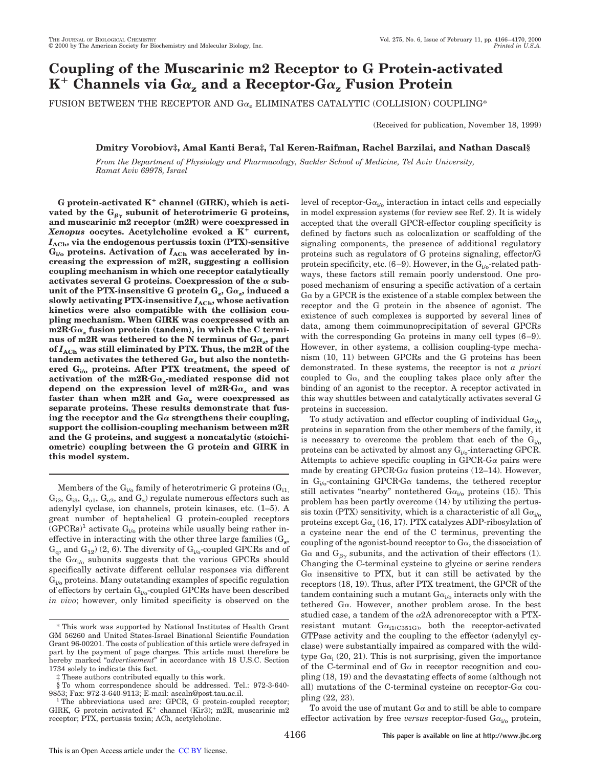# Coupling of the Muscarinic m2 Receptor to G Protein-activated $K^+$ Channels via $G\alpha_z$ and a Receptor-$G\alpha_z$ Fusion Protein

FUSION BETWEEN THE RECEPTOR AND $G\alpha_z$ ELIMINATES CATALYTIC (COLLISION) COUPLING*

(Received for publication, November 18, 1999)

**Dmitry Vorobiov‡, Amal Kanti Bera‡, Tal Keren-Raifman, Rachel Barzilai, and Nathan Dascal§**

*From the Department of Physiology and Pharmacology, Sackler School of Medicine, Tel Aviv University, Ramat Aviv 69978, Israel*

**G protein-activated $K^+$ channel (GIRK), which is activated by the $G_{\beta\gamma}$ subunit of heterotrimeric G proteins, and muscarinic m2 receptor (m2R) were coexpressed in *Xenopus* oocytes. Acetylcholine evoked a $K^+$ current, $I_{ACh}$, via the endogenous pertussis toxin (PTX)-sensitive $G_{i/o}$ proteins. Activation of $I_{ACh}$ was accelerated by increasing the expression of m2R, suggesting a collision coupling mechanism in which one receptor catalytically activates several G proteins. Coexpression of the α subunit of the PTX-insensitive G protein $G_z$, $G\alpha_z$, induced a slowly activating PTX-insensitive $I_{ACh}$, whose activation kinetics were also compatible with the collision coupling mechanism. When GIRK was coexpressed with an m2R·$G\alpha_z$ fusion protein (tandem), in which the C terminus of m2R was tethered to the N terminus of $G\alpha_z$, part of $I_{ACh}$ was still eliminated by PTX. Thus, the m2R of the tandem activates the tethered $G\alpha_z$ but also the nontethered $G_{i/o}$ proteins. After PTX treatment, the speed of activation of the m2R·$G\alpha_z$-mediated response did not depend on the expression level of m2R·$G\alpha_z$ and was faster than when m2R and $G\alpha_z$ were coexpressed as separate proteins. These results demonstrate that fusing the receptor and the Gα strengthens their coupling, support the collision-coupling mechanism between m2R and the G proteins, and suggest a noncatalytic (stoichiometric) coupling between the G protein and GIRK in this model system.**

Members of the $G_{i/o}$ family of heterotrimeric G proteins ($G_{i1}$, $G_{i2}$, $G_{i3}$, $G_{o1}$, $G_{o2}$, and $G_z$) regulate numerous effectors such as adenylyl cyclase, ion channels, protein kinases, etc. (1–5). A great number of heptahelical G protein-coupled receptors (GPCRs)[1] activate $G_{i/o}$ proteins while usually being rather ineffective in interacting with the other three large families ($G_s$, $G_q$, and $G_{12}$) (2, 6). The diversity of $G_{i/o}$-coupled GPCRs and of the $G\alpha_{i/o}$ subunits suggests that the various GPCRs should specifically activate different cellular responses via different $G_{i/o}$ proteins. Many outstanding examples of specific regulation of effectors by certain $G_{i/o}$-coupled GPCRs have been described *in vivo*; however, only limited specificity is observed on the level of receptor-$G\alpha_{i/o}$ interaction in intact cells and especially in model expression systems (for review see Ref. 2). It is widely accepted that the overall GPCR-effector coupling specificity is defined by factors such as colocalization or scaffolding of the signaling components, the presence of additional regulatory proteins such as regulators of G proteins signaling, effector/G protein specificity, etc. (6–9). However, in the $G_{i/o}$-related pathways, these factors still remain poorly understood. One proposed mechanism of ensuring a specific activation of a certain Gα by a GPCR is the existence of a stable complex between the receptor and the G protein in the absence of agonist. The existence of such complexes is supported by several lines of data, among them coimmunoprecipitation of several GPCRs with the corresponding Gα proteins in many cell types (6–9). However, in other systems, a collision coupling-type mechanism (10, 11) between GPCRs and the G proteins has been demonstrated. In these systems, the receptor is not *a priori* coupled to Gα, and the coupling takes place only after the binding of an agonist to the receptor. A receptor activated in this way shuttles between and catalytically activates several G proteins in succession.

To study activation and effector coupling of individual $G\alpha_{i/o}$ proteins in separation from the other members of the family, it is necessary to overcome the problem that each of the $G_{i/o}$ proteins can be activated by almost any $G_{i/o}$-interacting GPCR. Attempts to achieve specific coupling in GPCR-Gα pairs were made by creating GPCR·Gα fusion proteins (12–14). However, in $G_{i/o}$-containing GPCR·Gα tandems, the tethered receptor still activates "nearby" nontethered $G\alpha_{i/o}$ proteins (15). This problem has been partly overcome (14) by utilizing the pertussis toxin (PTX) sensitivity, which is a characteristic of all $G\alpha_{i/o}$ proteins except $G\alpha_z$ (16, 17). PTX catalyzes ADP-ribosylation of a cysteine near the end of the C terminus, preventing the coupling of the agonist-bound receptor to Gα, the dissociation of Gα and $G_{\beta\gamma}$ subunits, and the activation of their effectors (1). Changing the C-terminal cysteine to glycine or serine renders Gα insensitive to PTX, but it can still be activated by the receptors (18, 19). Thus, after PTX treatment, the GPCR of the tandem containing such a mutant $G\alpha_{i/o}$ interacts only with the tethered Gα. However, another problem arose. In the best studied case, a tandem of the α2A adrenoreceptor with a PTX-resistant mutant $G\alpha_{i1(C351G)}$, both the receptor-activated GTPase activity and the coupling to the effector (adenylyl cyclase) were substantially impaired as compared with the wild-type $G\alpha_i$ (20, 21). This is not surprising, given the importance of the C-terminal end of Gα in receptor recognition and coupling (18, 19) and the devastating effects of some (although not all) mutations of the C-terminal cysteine on receptor-Gα coupling (22, 23).

To avoid the use of mutant Gα and to still be able to compare effector activation by free *versus* receptor-fused $G\alpha_{i/o}$ protein,

* This work was supported by National Institutes of Health Grant GM 56260 and United States-Israel Binational Scientific Foundation Grant 96-00201. The costs of publication of this article were defrayed in part by the payment of page charges. This article must therefore be hereby marked "*advertisement*" in accordance with 18 U.S.C. Section 1734 solely to indicate this fact.

‡ These authors contributed equally to this work.

§ To whom correspondence should be addressed. Tel.: 972-3-640-9853; Fax: 972-3-640-9113; E-mail: ascaln@post.tau.ac.il.

[1] The abbreviations used are: GPCR, G protein-coupled receptor; GIRK, G protein activated $K^+$ channel (Kir3); m2R, muscarinic m2 receptor; PTX, pertussis toxin; ACh, acetylcholine.

This paper is available on line at http://www.jbc.org

This is an Open Access article under the CC BY license.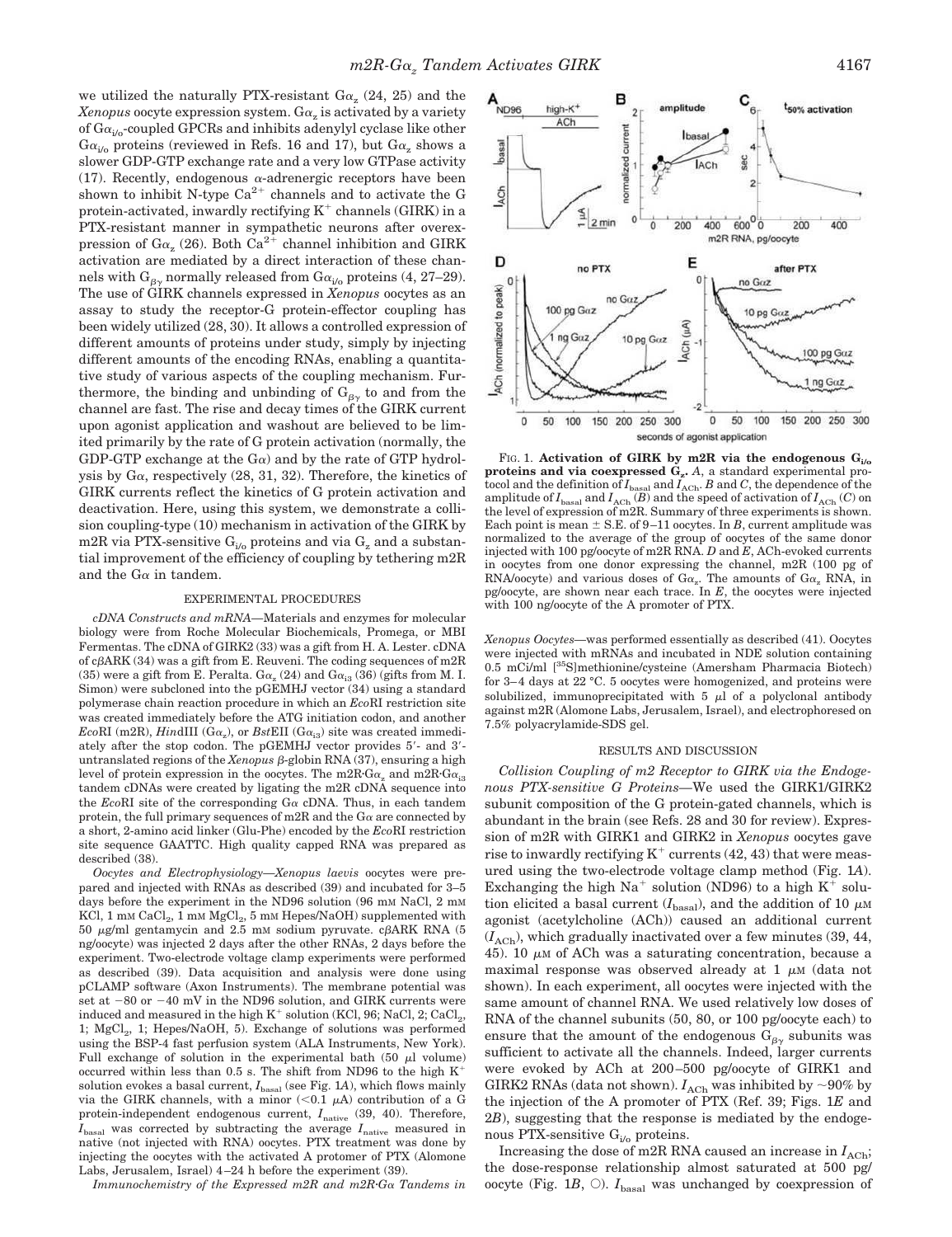we utilized the naturally PTX-resistant $G\alpha_z$ (24, 25) and the *Xenopus* oocyte expression system. $G\alpha_z$ is activated by a variety of $G\alpha_{i/o}$-coupled GPCRs and inhibits adenylyl cyclase like other $G\alpha_{i/o}$ proteins (reviewed in Refs. 16 and 17), but $G\alpha_z$ shows a slower GDP-GTP exchange rate and a very low GTPase activity (17). Recently, endogenous $\alpha$-adrenergic receptors have been shown to inhibit N-type $Ca^{2+}$ channels and to activate the G protein-activated, inwardly rectifying $K^+$ channels (GIRK) in a PTX-resistant manner in sympathetic neurons after overexpression of $G\alpha_z$ (26). Both $Ca^{2+}$ channel inhibition and GIRK activation are mediated by a direct interaction of these channels with $G_{\beta\gamma}$ normally released from $G\alpha_{i/o}$ proteins (4, 27–29). The use of GIRK channels expressed in *Xenopus* oocytes as an assay to study the receptor-G protein-effector coupling has been widely utilized (28, 30). It allows a controlled expression of different amounts of proteins under study, simply by injecting different amounts of the encoding RNAs, enabling a quantitative study of various aspects of the coupling mechanism. Furthermore, the binding and unbinding of $G_{\beta\gamma}$ to and from the channel are fast. The rise and decay times of the GIRK current upon agonist application and washout are believed to be limited primarily by the rate of G protein activation (normally, the GDP-GTP exchange at the $G\alpha$) and by the rate of GTP hydrolysis by $G\alpha$, respectively (28, 31, 32). Therefore, the kinetics of GIRK currents reflect the kinetics of G protein activation and deactivation. Here, using this system, we demonstrate a collision coupling-type (10) mechanism in activation of the GIRK by m2R via PTX-sensitive $G_{i/o}$ proteins and via $G_z$ and a substantial improvement of the efficiency of coupling by tethering m2R and the $G\alpha$ in tandem.

## EXPERIMENTAL PROCEDURES

*cDNA Constructs and mRNA*—Materials and enzymes for molecular biology were from Roche Molecular Biochemicals, Promega, or MBI Fermentas. The cDNA of GIRK2 (33) was a gift from H. A. Lester. cDNA of cβARK (34) was a gift from E. Reuveni. The coding sequences of m2R (35) were a gift from E. Peralta. $G\alpha_z$ (24) and $G\alpha_{i3}$ (36) (gifts from M. I. Simon) were subcloned into the pGEMHJ vector (34) using a standard polymerase chain reaction procedure in which an *Eco*RI restriction site was created immediately before the ATG initiation codon, and another *Eco*RI (m2R), *Hin*dIII ($G\alpha_z$), or *Bst*EII ($G\alpha_{i3}$) site was created immediately after the stop codon. The pGEMHJ vector provides 5′- and 3′-untranslated regions of the *Xenopus* β-globin RNA (37), ensuring a high level of protein expression in the oocytes. The m2R·$G\alpha_z$ and m2R·$G\alpha_{i3}$ tandem cDNAs were created by ligating the m2R cDNA sequence into the *Eco*RI site of the corresponding $G\alpha$ cDNA. Thus, in each tandem protein, the full primary sequences of m2R and the $G\alpha$ are connected by a short, 2-amino acid linker (Glu-Phe) encoded by the *Eco*RI restriction site sequence GAATTC. High quality capped RNA was prepared as described (38).

*Oocytes and Electrophysiology*—*Xenopus laevis* oocytes were prepared and injected with RNAs as described (39) and incubated for 3–5 days before the experiment in the ND96 solution (96 mM NaCl, 2 mM KCl, 1 mM $CaCl_2$, 1 mM $MgCl_2$, 5 mM Hepes/NaOH) supplemented with 50 μg/ml gentamycin and 2.5 mM sodium pyruvate. cβARK RNA (5 ng/oocyte) was injected 2 days after the other RNAs, 2 days before the experiment. Two-electrode voltage clamp experiments were performed as described (39). Data acquisition and analysis were done using pCLAMP software (Axon Instruments). The membrane potential was set at −80 or −40 mV in the ND96 solution, and GIRK currents were induced and measured in the high $K^+$ solution (KCl, 96; NaCl, 2; $CaCl_2$, 1; $MgCl_2$, 1; Hepes/NaOH, 5). Exchange of solutions was performed using the BSP-4 fast perfusion system (ALA Instruments, New York). Full exchange of solution in the experimental bath (50 μl volume) occurred within less than 0.5 s. The shift from ND96 to the high $K^+$ solution evokes a basal current, $I_{basal}$ (see Fig. 1*A*), which flows mainly via the GIRK channels, with a minor (<0.1 μA) contribution of a G protein-independent endogenous current, $I_{native}$ (39, 40). Therefore, $I_{basal}$ was corrected by subtracting the average $I_{native}$ measured in native (not injected with RNA) oocytes. PTX treatment was done by injecting the oocytes with the activated A protomer of PTX (Alomone Labs, Jerusalem, Israel) 4–24 h before the experiment (39).

*Immunochemistry of the Expressed m2R and m2R·Gα Tandems in Xenopus Oocytes*—was performed essentially as described (41). Oocytes were injected with mRNAs and incubated in NDE solution containing 0.5 mCi/ml [$^{35}$S]methionine/cysteine (Amersham Pharmacia Biotech) for 3–4 days at 22 °C. 5 oocytes were homogenized, and proteins were solubilized, immunoprecipitated with 5 μl of a polyclonal antibody against m2R (Alomone Labs, Jerusalem, Israel), and electrophoresed on 7.5% polyacrylamide-SDS gel.

**FIG. 1. Activation of GIRK by m2R via the endogenous $G_{i/o}$ proteins and via coexpressed $G_z$.** *A*, a standard experimental protocol and the definition of $I_{basal}$ and $I_{ACh}$. *B* and *C*, the dependence of the amplitude of $I_{basal}$ and $I_{ACh}$ (*B*) and the speed of activation of $I_{ACh}$ (*C*) on the level of expression of m2R. Summary of three experiments is shown. Each point is mean ± S.E. of 9–11 oocytes. In *B*, current amplitude was normalized to the average of the group of oocytes of the same donor injected with 100 pg/oocyte of m2R RNA. *D* and *E*, ACh-evoked currents in oocytes from one donor expressing the channel, m2R (100 pg of RNA/oocyte) and various doses of $G\alpha_z$. The amounts of $G\alpha_z$ RNA, in pg/oocyte, are shown near each trace. In *E*, the oocytes were injected with 100 ng/oocyte of the A promoter of PTX.

## RESULTS AND DISCUSSION

*Collision Coupling of m2 Receptor to GIRK via the Endogenous PTX-sensitive G Proteins*—We used the GIRK1/GIRK2 subunit composition of the G protein-gated channels, which is abundant in the brain (see Refs. 28 and 30 for review). Expression of m2R with GIRK1 and GIRK2 in *Xenopus* oocytes gave rise to inwardly rectifying $K^+$ currents (42, 43) that were measured using the two-electrode voltage clamp method (Fig. 1*A*). Exchanging the high $Na^+$ solution (ND96) to a high $K^+$ solution elicited a basal current ($I_{basal}$), and the addition of 10 μM agonist (acetylcholine (ACh)) caused an additional current ($I_{ACh}$), which gradually inactivated over a few minutes (39, 44, 45). 10 μM of ACh was a saturating concentration, because a maximal response was observed already at 1 μM (data not shown). In each experiment, all oocytes were injected with the same amount of channel RNA. We used relatively low doses of RNA of the channel subunits (50, 80, or 100 pg/oocyte each) to ensure that the amount of the endogenous $G_{\beta\gamma}$ subunits was sufficient to activate all the channels. Indeed, larger currents were evoked by ACh at 200–500 pg/oocyte of GIRK1 and GIRK2 RNAs (data not shown). $I_{ACh}$ was inhibited by ~90% by the injection of the A promoter of PTX (Ref. 39; Figs. 1*E* and 2*B*), suggesting that the response is mediated by the endogenous PTX-sensitive $G_{i/o}$ proteins.

Increasing the dose of m2R RNA caused an increase in $I_{ACh}$; the dose-response relationship almost saturated at 500 pg/oocyte (Fig. 1*B*, ○). $I_{basal}$ was unchanged by coexpression of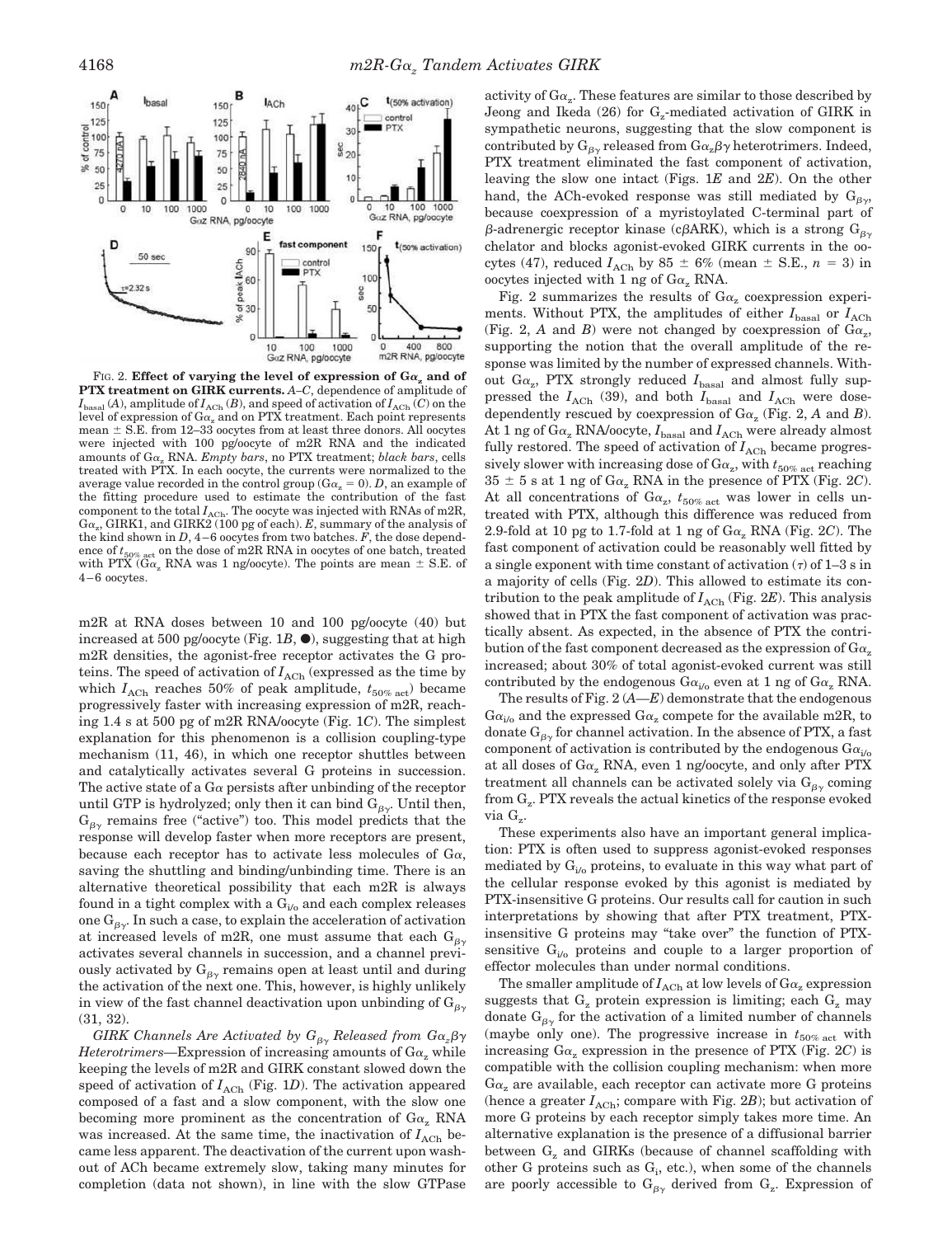FIG. 2. **Effect of varying the level of expression of $G\alpha_z$ and of PTX treatment on GIRK currents.** *A–C*, dependence of amplitude of $I_{basal}$ (*A*), amplitude of $I_{ACh}$ (*B*), and speed of activation of $I_{ACh}$ (*C*) on the level of expression of $G\alpha_z$ and on PTX treatment. Each point represents mean ± S.E. from 12–33 oocytes from at least three donors. All oocytes were injected with 100 pg/oocyte of m2R RNA and the indicated amounts of $G\alpha_z$ RNA. *Empty bars*, no PTX treatment; *black bars*, cells treated with PTX. In each oocyte, the currents were normalized to the average value recorded in the control group ($G\alpha_z$ = 0). *D*, an example of the fitting procedure used to estimate the contribution of the fast component to the total $I_{ACh}$. The oocyte was injected with RNAs of m2R, $G\alpha_z$, GIRK1, and GIRK2 (100 pg of each). *E*, summary of the analysis of the kind shown in *D*, 4–6 oocytes from two batches. *F*, the dose dependence of $t_{50\%\ act}$ on the dose of m2R RNA in oocytes of one batch, treated with PTX ($G\alpha_z$ RNA was 1 ng/oocyte). The points are mean ± S.E. of 4–6 oocytes.

m2R at RNA doses between 10 and 100 pg/oocyte (40) but increased at 500 pg/oocyte (Fig. 1*B*, ●), suggesting that at high m2R densities, the agonist-free receptor activates the G proteins. The speed of activation of $I_{ACh}$ (expressed as the time by which $I_{ACh}$ reaches 50% of peak amplitude, $t_{50\%\ act}$) became progressively faster with increasing expression of m2R, reaching 1.4 s at 500 pg of m2R RNA/oocyte (Fig. 1*C*). The simplest explanation for this phenomenon is a collision coupling-type mechanism (11, 46), in which one receptor shuttles between and catalytically activates several G proteins in succession. The active state of a Gα persists after unbinding of the receptor until GTP is hydrolyzed; only then it can bind $G_{\beta\gamma}$. Until then, $G_{\beta\gamma}$ remains free ("active") too. This model predicts that the response will develop faster when more receptors are present, because each receptor has to activate less molecules of Gα, saving the shuttling and binding/unbinding time. There is an alternative theoretical possibility that each m2R is always found in a tight complex with a $G_{i/o}$ and each complex releases one $G_{\beta\gamma}$. In such a case, to explain the acceleration of activation at increased levels of m2R, one must assume that each $G_{\beta\gamma}$ activates several channels in succession, and a channel previously activated by $G_{\beta\gamma}$ remains open at least until and during the activation of the next one. This, however, is highly unlikely in view of the fast channel deactivation upon unbinding of $G_{\beta\gamma}$ (31, 32).

*GIRK Channels Are Activated by $G_{\beta\gamma}$ Released from $G\alpha_z\beta\gamma$ Heterotrimers*—Expression of increasing amounts of $G\alpha_z$ while keeping the levels of m2R and GIRK constant slowed down the speed of activation of $I_{ACh}$ (Fig. 1*D*). The activation appeared composed of a fast and a slow component, with the slow one becoming more prominent as the concentration of $G\alpha_z$ RNA was increased. At the same time, the inactivation of $I_{ACh}$ became less apparent. The deactivation of the current upon washout of ACh became extremely slow, taking many minutes for completion (data not shown), in line with the slow GTPase activity of $G\alpha_z$. These features are similar to those described by Jeong and Ikeda (26) for $G_z$-mediated activation of GIRK in sympathetic neurons, suggesting that the slow component is contributed by $G_{\beta\gamma}$ released from $G\alpha_z\beta\gamma$ heterotrimers. Indeed, PTX treatment eliminated the fast component of activation, leaving the slow one intact (Figs. 1*E* and 2*E*). On the other hand, the ACh-evoked response was still mediated by $G_{\beta\gamma}$, because coexpression of a myristoylated C-terminal part of β-adrenergic receptor kinase (cβARK), which is a strong $G_{\beta\gamma}$ chelator and blocks agonist-evoked GIRK currents in the oocytes (47), reduced $I_{ACh}$ by 85 ± 6% (mean ± S.E., *n* = 3) in oocytes injected with 1 ng of $G\alpha_z$ RNA.

Fig. 2 summarizes the results of $G\alpha_z$ coexpression experiments. Without PTX, the amplitudes of either $I_{basal}$ or $I_{ACh}$ (Fig. 2, *A* and *B*) were not changed by coexpression of $G\alpha_z$, supporting the notion that the overall amplitude of the response was limited by the number of expressed channels. Without $G\alpha_z$, PTX strongly reduced $I_{basal}$ and almost fully suppressed the $I_{ACh}$ (39), and both $I_{basal}$ and $I_{ACh}$ were dose-dependently rescued by coexpression of $G\alpha_z$ (Fig. 2, *A* and *B*). At 1 ng of $G\alpha_z$ RNA/oocyte, $I_{basal}$ and $I_{ACh}$ were already almost fully restored. The speed of activation of $I_{ACh}$ became progressively slower with increasing dose of $G\alpha_z$, with $t_{50\%\ act}$ reaching 35 ± 5 s at 1 ng of $G\alpha_z$ RNA in the presence of PTX (Fig. 2*C*). At all concentrations of $G\alpha_z$, $t_{50\%\ act}$ was lower in cells untreated with PTX, although this difference was reduced from 2.9-fold at 10 pg to 1.7-fold at 1 ng of $G\alpha_z$ RNA (Fig. 2*C*). The fast component of activation could be reasonably well fitted by a single exponent with time constant of activation (τ) of 1–3 s in a majority of cells (Fig. 2*D*). This allowed to estimate its contribution to the peak amplitude of $I_{ACh}$ (Fig. 2*E*). This analysis showed that in PTX the fast component of activation was practically absent. As expected, in the absence of PTX the contribution of the fast component decreased as the expression of $G\alpha_z$ increased; about 30% of total agonist-evoked current was still contributed by the endogenous $G\alpha_{i/o}$ even at 1 ng of $G\alpha_z$ RNA.

The results of Fig. 2 (*A—E*) demonstrate that the endogenous $G\alpha_{i/o}$ and the expressed $G\alpha_z$ compete for the available m2R, to donate $G_{\beta\gamma}$ for channel activation. In the absence of PTX, a fast component of activation is contributed by the endogenous $G\alpha_{i/o}$ at all doses of $G\alpha_z$ RNA, even 1 ng/oocyte, and only after PTX treatment all channels can be activated solely via $G_{\beta\gamma}$ coming from $G_z$. PTX reveals the actual kinetics of the response evoked via $G_z$.

These experiments also have an important general implication: PTX is often used to suppress agonist-evoked responses mediated by $G_{i/o}$ proteins, to evaluate in this way what part of the cellular response evoked by this agonist is mediated by PTX-insensitive G proteins. Our results call for caution in such interpretations by showing that after PTX treatment, PTX-insensitive G proteins may "take over" the function of PTX-sensitive $G_{i/o}$ proteins and couple to a larger proportion of effector molecules than under normal conditions.

The smaller amplitude of $I_{ACh}$ at low levels of $G\alpha_z$ expression suggests that $G_z$ protein expression is limiting; each $G_z$ may donate $G_{\beta\gamma}$ for the activation of a limited number of channels (maybe only one). The progressive increase in $t_{50\%\ act}$ with increasing $G\alpha_z$ expression in the presence of PTX (Fig. 2*C*) is compatible with the collision coupling mechanism: when more $G\alpha_z$ are available, each receptor can activate more G proteins (hence a greater $I_{ACh}$; compare with Fig. 2*B*); but activation of more G proteins by each receptor simply takes more time. An alternative explanation is the presence of a diffusional barrier between $G_z$ and GIRKs (because of channel scaffolding with other G proteins such as $G_i$, etc.), when some of the channels are poorly accessible to $G_{\beta\gamma}$ derived from $G_z$. Expression of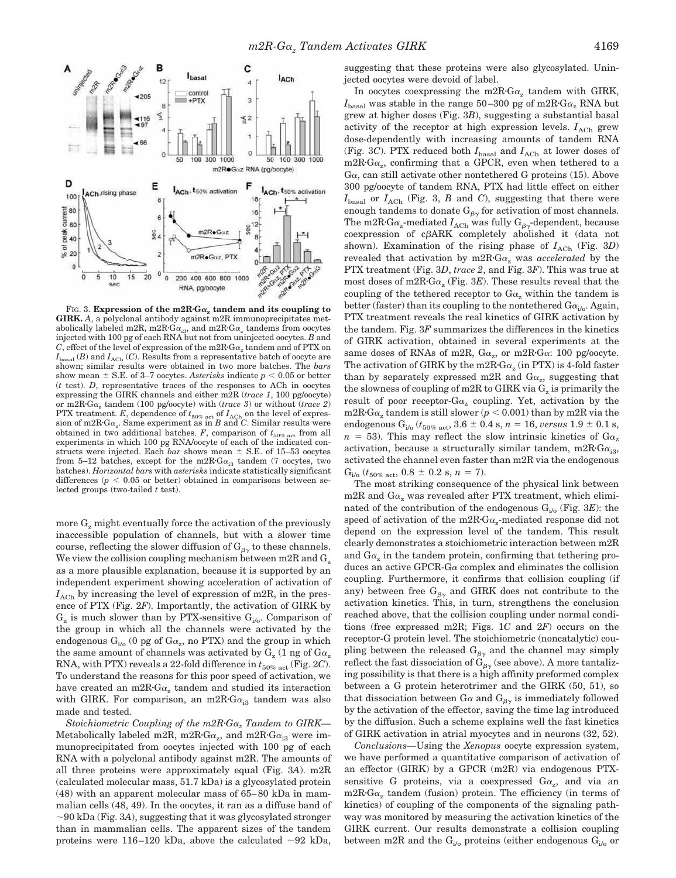FIG. 3. **Expression of the m2R·G$\alpha_z$ tandem and its coupling to GIRK.** *A*, a polyclonal antibody against m2R immunoprecipitates metabolically labeled m2R, m2R·G$\alpha_{i3}$, and m2R·G$\alpha_z$ tandems from oocytes injected with 100 pg of each RNA but not from uninjected oocytes. *B* and *C*, effect of the level of expression of the m2R·G$\alpha_z$ tandem and of PTX on $I_{basal}$ (*B*) and $I_{ACh}$ (*C*). Results from a representative batch of oocyte are shown; similar results were obtained in two more batches. The *bars* show mean ± S.E. of 3–7 oocytes. *Asterisks* indicate $p < 0.05$ or better (*t* test). *D*, representative traces of the responses to ACh in oocytes expressing the GIRK channels and either m2R (*trace 1*, 100 pg/oocyte) or m2R·G$\alpha_z$ tandem (100 pg/oocyte) with (*trace 3*) or without (*trace 2*) PTX treatment. *E*, dependence of $t_{50\%\ act}$ of $I_{ACh}$ on the level of expression of m2R·G$\alpha_z$. Same experiment as in *B* and *C*. Similar results were obtained in two additional batches. *F*, comparison of $t_{50\%\ act}$ from all experiments in which 100 pg RNA/oocyte of each of the indicated constructs were injected. Each *bar* shows mean ± S.E. of 15–53 oocytes from 5–12 batches, except for the m2R·G$\alpha_{i3}$ tandem (7 oocytes, two batches). *Horizontal bars* with *asterisks* indicate statistically significant differences ($p < 0.05$ or better) obtained in comparisons between selected groups (two-tailed *t* test).

more $G_z$ might eventually force the activation of the previously inaccessible population of channels, but with a slower time course, reflecting the slower diffusion of $G_{\beta\gamma}$ to these channels. We view the collision coupling mechanism between m2R and $G_z$ as a more plausible explanation, because it is supported by an independent experiment showing acceleration of activation of $I_{ACh}$ by increasing the level of expression of m2R, in the presence of PTX (Fig. 2*F*). Importantly, the activation of GIRK by $G_z$ is much slower than by PTX-sensitive $G_{i/o}$. Comparison of the group in which all the channels were activated by the endogenous $G_{i/o}$ (0 pg of G$\alpha_z$, no PTX) and the group in which the same amount of channels was activated by $G_z$ (1 ng of G$\alpha_z$ RNA, with PTX) reveals a 22-fold difference in $t_{50\%\ act}$ (Fig. 2*C*). To understand the reasons for this poor speed of activation, we have created an m2R·G$\alpha_z$ tandem and studied its interaction with GIRK. For comparison, an m2R·G$\alpha_{i3}$ tandem was also made and tested.

*Stoichiometric Coupling of the m2R·G$\alpha_z$ Tandem to GIRK*—Metabolically labeled m2R, m2R·G$\alpha_z$, and m2R·G$\alpha_{i3}$ were immunoprecipitated from oocytes injected with 100 pg of each RNA with a polyclonal antibody against m2R. The amounts of all three proteins were approximately equal (Fig. 3*A*). m2R (calculated molecular mass, 51.7 kDa) is a glycosylated protein (48) with an apparent molecular mass of 65–80 kDa in mammalian cells (48, 49). In the oocytes, it ran as a diffuse band of ~90 kDa (Fig. 3*A*), suggesting that it was glycosylated stronger than in mammalian cells. The apparent sizes of the tandem proteins were 116–120 kDa, above the calculated ~92 kDa, suggesting that these proteins were also glycosylated. Uninjected oocytes were devoid of label.

In oocytes coexpressing the m2R·G$\alpha_z$ tandem with GIRK, $I_{basal}$ was stable in the range 50–300 pg of m2R·G$\alpha_z$ RNA but grew at higher doses (Fig. 3*B*), suggesting a substantial basal activity of the receptor at high expression levels. $I_{ACh}$ grew dose-dependently with increasing amounts of tandem RNA (Fig. 3*C*). PTX reduced both $I_{basal}$ and $I_{ACh}$ at lower doses of m2R·G$\alpha_z$, confirming that a GPCR, even when tethered to a G$\alpha$, can still activate other nontethered G proteins (15). Above 300 pg/oocyte of tandem RNA, PTX had little effect on either $I_{basal}$ or $I_{ACh}$ (Fig. 3, *B* and *C*), suggesting that there were enough tandems to donate $G_{\beta\gamma}$ for activation of most channels. The m2R·G$\alpha_z$-mediated $I_{ACh}$ was fully $G_{\beta\gamma}$-dependent, because coexpression of c$\beta$ARK completely abolished it (data not shown). Examination of the rising phase of $I_{ACh}$ (Fig. 3*D*) revealed that activation by m2R·G$\alpha_z$ was *accelerated* by the PTX treatment (Fig. 3*D*, *trace 2*, and Fig. 3*F*). This was true at most doses of m2R·G$\alpha_z$ (Fig. 3*E*). These results reveal that the coupling of the tethered receptor to G$\alpha_z$ within the tandem is better (faster) than its coupling to the nontethered G$\alpha_{i/o}$. Again, PTX treatment reveals the real kinetics of GIRK activation by the tandem. Fig. 3*F* summarizes the differences in the kinetics of GIRK activation, obtained in several experiments at the same doses of RNAs of m2R, G$\alpha_z$, or m2R·G$\alpha$: 100 pg/oocyte. The activation of GIRK by the m2R·G$\alpha_z$ (in PTX) is 4-fold faster than by separately expressed m2R and G$\alpha_z$, suggesting that the slowness of coupling of m2R to GIRK via $G_z$ is primarily the result of poor receptor-G$\alpha_z$ coupling. Yet, activation by the m2R·G$\alpha_z$ tandem is still slower ($p < 0.001$) than by m2R via the endogenous $G_{i/o}$ ($t_{50\%\ act}$, 3.6 ± 0.4 s, $n = 16$, *versus* 1.9 ± 0.1 s, $n = 53$). This may reflect the slow intrinsic kinetics of G$\alpha_z$ activation, because a structurally similar tandem, m2R·G$\alpha_{i3}$, activated the channel even faster than m2R via the endogenous $G_{i/o}$ ($t_{50\%\ act}$, 0.8 ± 0.2 s, $n = 7$).

The most striking consequence of the physical link between m2R and G$\alpha_z$ was revealed after PTX treatment, which eliminated of the contribution of the endogenous $G_{i/o}$ (Fig. 3*E*): the speed of activation of the m2R·G$\alpha_z$-mediated response did not depend on the expression level of the tandem. This result clearly demonstrates a stoichiometric interaction between m2R and G$\alpha_z$ in the tandem protein, confirming that tethering produces an active GPCR-G$\alpha$ complex and eliminates the collision coupling. Furthermore, it confirms that collision coupling (if any) between free $G_{\beta\gamma}$ and GIRK does not contribute to the activation kinetics. This, in turn, strengthens the conclusion reached above, that the collision coupling under normal conditions (free expressed m2R; Figs. 1*C* and 2*F*) occurs on the receptor-G protein level. The stoichiometric (noncatalytic) coupling between the released $G_{\beta\gamma}$ and the channel may simply reflect the fast dissociation of $G_{\beta\gamma}$ (see above). A more tantalizing possibility is that there is a high affinity preformed complex between a G protein heterotrimer and the GIRK (50, 51), so that dissociation between G$\alpha$ and $G_{\beta\gamma}$ is immediately followed by the activation of the effector, saving the time lag introduced by the diffusion. Such a scheme explains well the fast kinetics of GIRK activation in atrial myocytes and in neurons (32, 52).

*Conclusions*—Using the *Xenopus* oocyte expression system, we have performed a quantitative comparison of activation of an effector (GIRK) by a GPCR (m2R) via endogenous PTX-sensitive G proteins, via a coexpressed G$\alpha_z$, and via an m2R·G$\alpha_z$ tandem (fusion) protein. The efficiency (in terms of kinetics) of coupling of the components of the signaling pathway was monitored by measuring the activation kinetics of the GIRK current. Our results demonstrate a collision coupling between m2R and the $G_{i/o}$ proteins (either endogenous $G_{i/o}$ or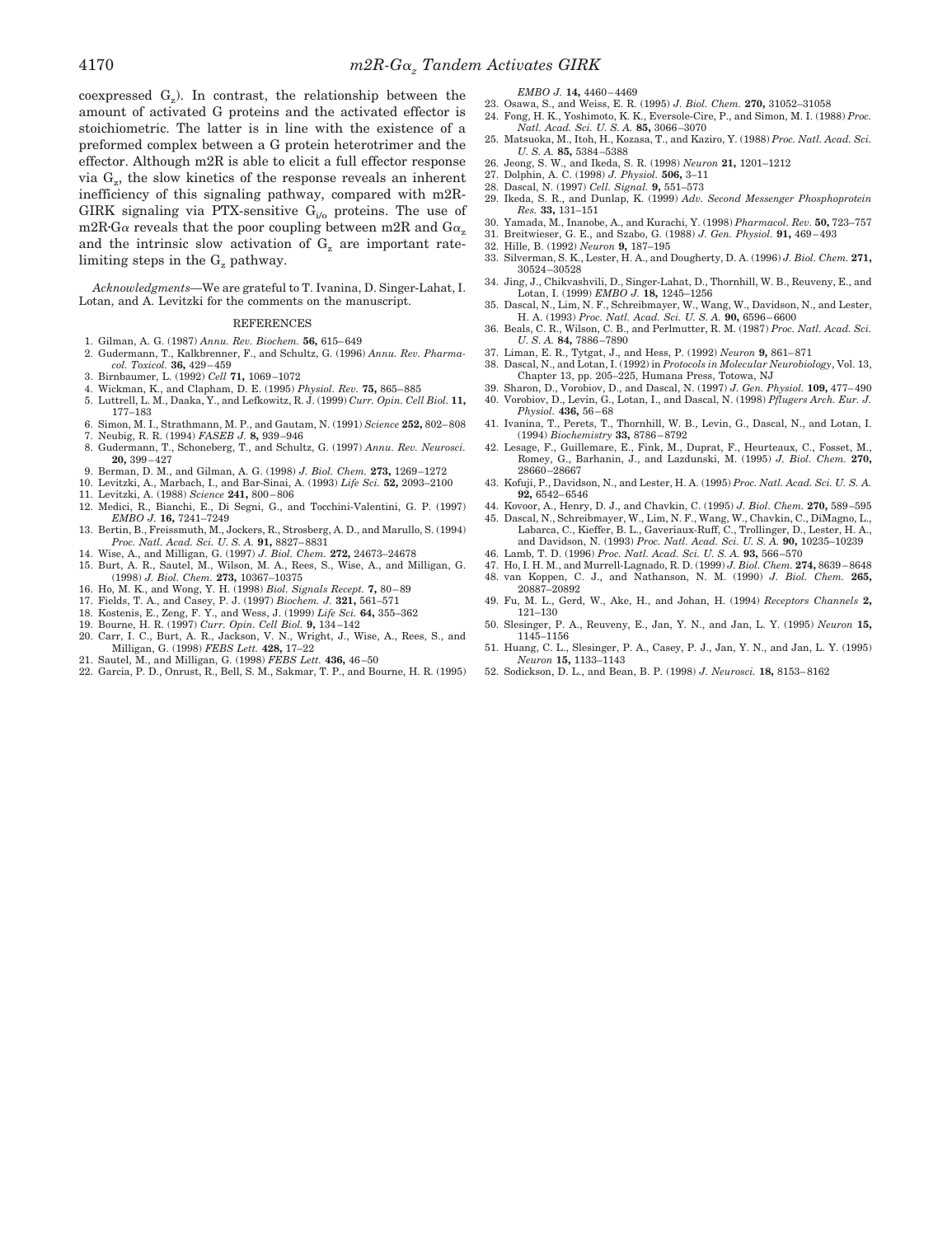coexpressed $G_z$). In contrast, the relationship between the amount of activated G proteins and the activated effector is stoichiometric. The latter is in line with the existence of a preformed complex between a G protein heterotrimer and the effector. Although m2R is able to elicit a full effector response via $G_z$, the slow kinetics of the response reveals an inherent inefficiency of this signaling pathway, compared with m2R-GIRK signaling via PTX-sensitive $G_{i/o}$ proteins. The use of m2R·Gα reveals that the poor coupling between m2R and $G\alpha_z$ and the intrinsic slow activation of $G_z$ are important rate-limiting steps in the $G_z$ pathway.

*Acknowledgments*—We are grateful to T. Ivanina, D. Singer-Lahat, I. Lotan, and A. Levitzki for the comments on the manuscript.

## REFERENCES

1. Gilman, A. G. (1987) *Annu. Rev. Biochem.* **56,** 615–649
2. Gudermann, T., Kalkbrenner, F., and Schultz, G. (1996) *Annu. Rev. Pharmacol. Toxicol.* **36,** 429–459
3. Birnbaumer, L. (1992) *Cell* **71,** 1069–1072
4. Wickman, K., and Clapham, D. E. (1995) *Physiol. Rev.* **75,** 865–885
5. Luttrell, L. M., Daaka, Y., and Lefkowitz, R. J. (1999) *Curr. Opin. Cell Biol.* **11,** 177–183
6. Simon, M. I., Strathmann, M. P., and Gautam, N. (1991) *Science* **252,** 802–808
7. Neubig, R. R. (1994) *FASEB J.* **8,** 939–946
8. Gudermann, T., Schoneberg, T., and Schultz, G. (1997) *Annu. Rev. Neurosci.* **20,** 399–427
9. Berman, D. M., and Gilman, A. G. (1998) *J. Biol. Chem.* **273,** 1269–1272
10. Levitzki, A., Marbach, I., and Bar-Sinai, A. (1993) *Life Sci.* **52,** 2093–2100
11. Levitzki, A. (1988) *Science* **241,** 800–806
12. Medici, R., Bianchi, E., Di Segni, G., and Tocchini-Valentini, G. P. (1997) *EMBO J.* **16,** 7241–7249
13. Bertin, B., Freissmuth, M., Jockers, R., Strosberg, A. D., and Marullo, S. (1994) *Proc. Natl. Acad. Sci. U. S. A.* **91,** 8827–8831
14. Wise, A., and Milligan, G. (1997) *J. Biol. Chem.* **272,** 24673–24678
15. Burt, A. R., Sautel, M., Wilson, M. A., Rees, S., Wise, A., and Milligan, G. (1998) *J. Biol. Chem.* **273,** 10367–10375
16. Ho, M. K., and Wong, Y. H. (1998) *Biol. Signals Recept.* **7,** 80–89
17. Fields, T. A., and Casey, P. J. (1997) *Biochem. J.* **321,** 561–571
18. Kostenis, E., Zeng, F. Y., and Wess, J. (1999) *Life Sci.* **64,** 355–362
19. Bourne, H. R. (1997) *Curr. Opin. Cell Biol.* **9,** 134–142
20. Carr, I. C., Burt, A. R., Jackson, V. N., Wright, J., Wise, A., Rees, S., and Milligan, G. (1998) *FEBS Lett.* **428,** 17–22
21. Sautel, M., and Milligan, G. (1998) *FEBS Lett.* **436,** 46–50
22. Garcia, P. D., Onrust, R., Bell, S. M., Sakmar, T. P., and Bourne, H. R. (1995) *EMBO J.* **14,** 4460–4469
23. Osawa, S., and Weiss, E. R. (1995) *J. Biol. Chem.* **270,** 31052–31058
24. Fong, H. K., Yoshimoto, K. K., Eversole-Cire, P., and Simon, M. I. (1988) *Proc. Natl. Acad. Sci. U. S. A.* **85,** 3066–3070
25. Matsuoka, M., Itoh, H., Kozasa, T., and Kaziro, Y. (1988) *Proc. Natl. Acad. Sci. U. S. A.* **85,** 5384–5388
26. Jeong, S. W., and Ikeda, S. R. (1998) *Neuron* **21,** 1201–1212
27. Dolphin, A. C. (1998) *J. Physiol.* **506,** 3–11
28. Dascal, N. (1997) *Cell. Signal.* **9,** 551–573
29. Ikeda, S. R., and Dunlap, K. (1999) *Adv. Second Messenger Phosphoprotein Res.* **33,** 131–151
30. Yamada, M., Inanobe, A., and Kurachi, Y. (1998) *Pharmacol. Rev.* **50,** 723–757
31. Breitwieser, G. E., and Szabo, G. (1988) *J. Gen. Physiol.* **91,** 469–493
32. Hille, B. (1992) *Neuron* **9,** 187–195
33. Silverman, S. K., Lester, H. A., and Dougherty, D. A. (1996) *J. Biol. Chem.* **271,** 30524–30528
34. Jing, J., Chikvashvili, D., Singer-Lahat, D., Thornhill, W. B., Reuveny, E., and Lotan, I. (1999) *EMBO J.* **18,** 1245–1256
35. Dascal, N., Lim, N. F., Schreibmayer, W., Wang, W., Davidson, N., and Lester, H. A. (1993) *Proc. Natl. Acad. Sci. U. S. A.* **90,** 6596–6600
36. Beals, C. R., Wilson, C. B., and Perlmutter, R. M. (1987) *Proc. Natl. Acad. Sci. U. S. A.* **84,** 7886–7890
37. Liman, E. R., Tytgat, J., and Hess, P. (1992) *Neuron* **9,** 861–871
38. Dascal, N., and Lotan, I. (1992) in *Protocols in Molecular Neurobiology*, Vol. 13, Chapter 13, pp. 205–225, Humana Press, Totowa, NJ
39. Sharon, D., Vorobiov, D., and Dascal, N. (1997) *J. Gen. Physiol.* **109,** 477–490
40. Vorobiov, D., Levin, G., Lotan, I., and Dascal, N. (1998) *Pflugers Arch. Eur. J. Physiol.* **436,** 56–68
41. Ivanina, T., Perets, T., Thornhill, W. B., Levin, G., Dascal, N., and Lotan, I. (1994) *Biochemistry* **33,** 8786–8792
42. Lesage, F., Guillemare, E., Fink, M., Duprat, F., Heurteaux, C., Fosset, M., Romey, G., Barhanin, J., and Lazdunski, M. (1995) *J. Biol. Chem.* **270,** 28660–28667
43. Kofuji, P., Davidson, N., and Lester, H. A. (1995) *Proc. Natl. Acad. Sci. U. S. A.* **92,** 6542–6546
44. Kovoor, A., Henry, D. J., and Chavkin, C. (1995) *J. Biol. Chem.* **270,** 589–595
45. Dascal, N., Schreibmayer, W., Lim, N. F., Wang, W., Chavkin, C., DiMagno, L., Labarca, C., Kieffer, B. L., Gaveriaux-Ruff, C., Trollinger, D., Lester, H. A., and Davidson, N. (1993) *Proc. Natl. Acad. Sci. U. S. A.* **90,** 10235–10239
46. Lamb, T. D. (1996) *Proc. Natl. Acad. Sci. U. S. A.* **93,** 566–570
47. Ho, I. H. M., and Murrell-Lagnado, R. D. (1999) *J. Biol. Chem.* **274,** 8639–8648
48. van Koppen, C. J., and Nathanson, N. M. (1990) *J. Biol. Chem.* **265,** 20887–20892
49. Fu, M. L., Gerd, W., Ake, H., and Johan, H. (1994) *Receptors Channels* **2,** 121–130
50. Slesinger, P. A., Reuveny, E., Jan, Y. N., and Jan, L. Y. (1995) *Neuron* **15,** 1145–1156
51. Huang, C. L., Slesinger, P. A., Casey, P. J., Jan, Y. N., and Jan, L. Y. (1995) *Neuron* **15,** 1133–1143
52. Sodickson, D. L., and Bean, B. P. (1998) *J. Neurosci.* **18,** 8153–8162